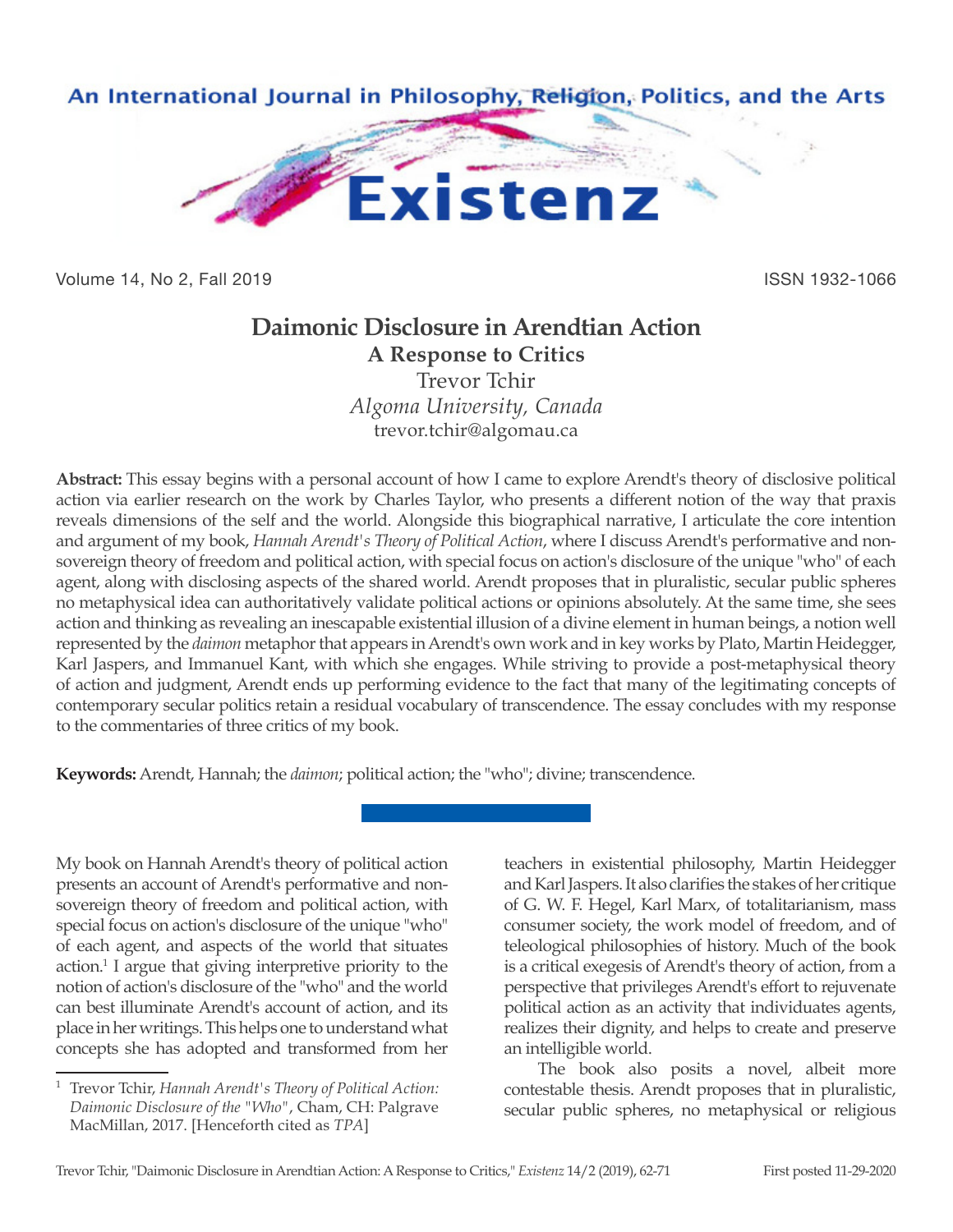# Daimonic Disclosure in Arendtian Action

## A Response to Critics

Trevor Tchir

*Algoma University, Canada*

trevor.tchir@algomau.ca

**Abstract:** This essay begins with a personal account of how I came to explore Arendt's theory of disclosive political action via earlier research on the work by Charles Taylor, who presents a different notion of the way that praxis reveals dimensions of the self and the world. Alongside this biographical narrative, I articulate the core intention and argument of my book, *Hannah Arendt's Theory of Political Action*, where I discuss Arendt's performative and non-sovereign theory of freedom and political action, with special focus on action's disclosure of the unique "who" of each agent, along with disclosing aspects of the shared world. Arendt proposes that in pluralistic, secular public spheres no metaphysical idea can authoritatively validate political actions or opinions absolutely. At the same time, she sees action and thinking as revealing an inescapable existential illusion of a divine element in human beings, a notion well represented by the *daimon* metaphor that appears in Arendt's own work and in key works by Plato, Martin Heidegger, Karl Jaspers, and Immanuel Kant, with which she engages. While striving to provide a post-metaphysical theory of action and judgment, Arendt ends up performing evidence to the fact that many of the legitimating concepts of contemporary secular politics retain a residual vocabulary of transcendence. The essay concludes with my response to the commentaries of three critics of my book.

**Keywords:** Arendt, Hannah; the *daimon*; political action; the "who"; divine; transcendence.

My book on Hannah Arendt's theory of political action presents an account of Arendt's performative and non-sovereign theory of freedom and political action, with special focus on action's disclosure of the unique "who" of each agent, and aspects of the world that situates action.[1] I argue that giving interpretive priority to the notion of action's disclosure of the "who" and the world can best illuminate Arendt's account of action, and its place in her writings. This helps one to understand what concepts she has adopted and transformed from her teachers in existential philosophy, Martin Heidegger and Karl Jaspers. It also clarifies the stakes of her critique of G. W. F. Hegel, Karl Marx, of totalitarianism, mass consumer society, the work model of freedom, and of teleological philosophies of history. Much of the book is a critical exegesis of Arendt's theory of action, from a perspective that privileges Arendt's effort to rejuvenate political action as an activity that individuates agents, realizes their dignity, and helps to create and preserve an intelligible world.

The book also posits a novel, albeit more contestable thesis. Arendt proposes that in pluralistic, secular public spheres, no metaphysical or religious

[1] Trevor Tchir, *Hannah Arendt's Theory of Political Action: Daimonic Disclosure of the "Who"*, Cham, CH: Palgrave MacMillan, 2017. [Henceforth cited as *TPA*]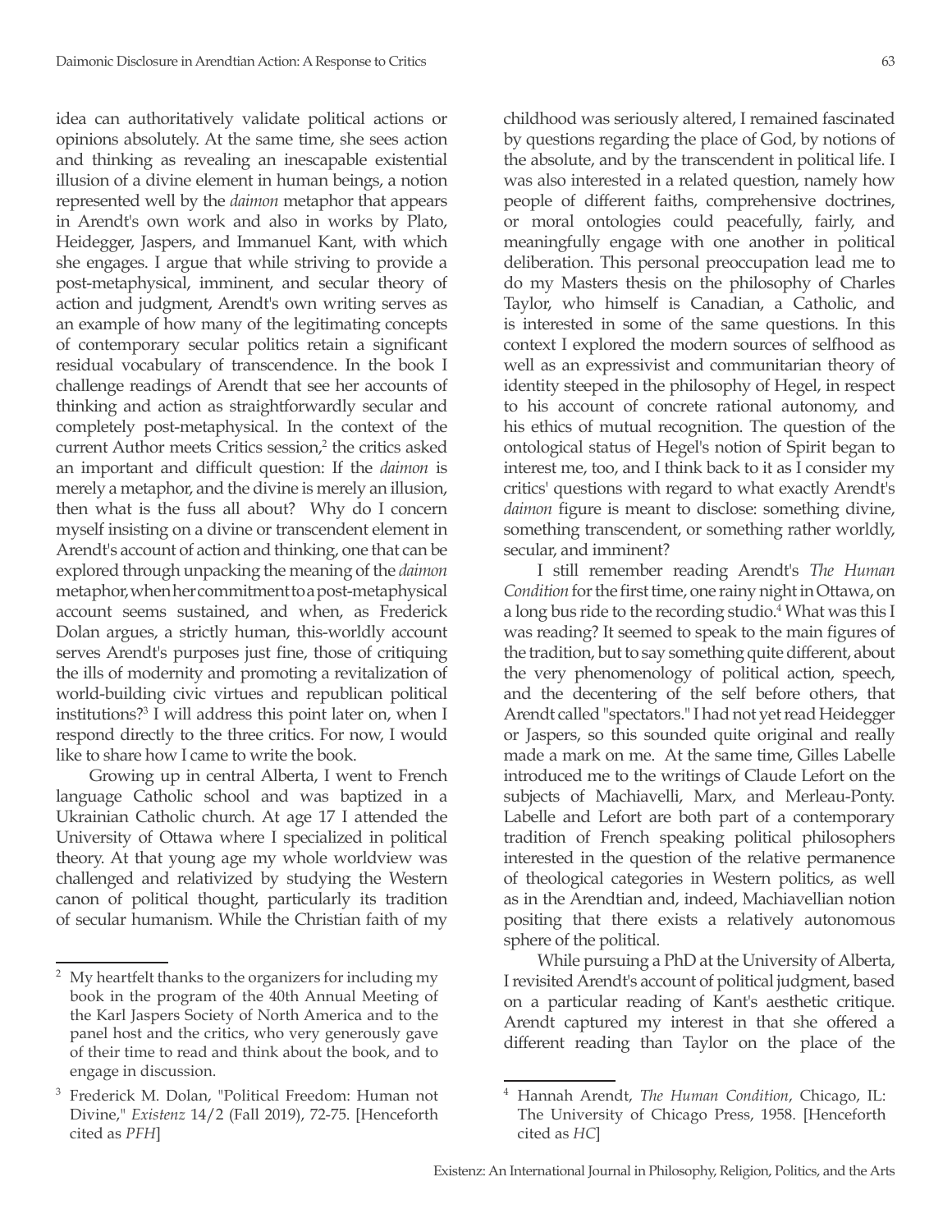idea can authoritatively validate political actions or opinions absolutely. At the same time, she sees action and thinking as revealing an inescapable existential illusion of a divine element in human beings, a notion represented well by the *daimon* metaphor that appears in Arendt's own work and also in works by Plato, Heidegger, Jaspers, and Immanuel Kant, with which she engages. I argue that while striving to provide a post-metaphysical, imminent, and secular theory of action and judgment, Arendt's own writing serves as an example of how many of the legitimating concepts of contemporary secular politics retain a significant residual vocabulary of transcendence. In the book I challenge readings of Arendt that see her accounts of thinking and action as straightforwardly secular and completely post-metaphysical. In the context of the current Author meets Critics session,[2] the critics asked an important and difficult question: If the *daimon* is merely a metaphor, and the divine is merely an illusion, then what is the fuss all about? Why do I concern myself insisting on a divine or transcendent element in Arendt's account of action and thinking, one that can be explored through unpacking the meaning of the *daimon* metaphor, when her commitment to a post-metaphysical account seems sustained, and when, as Frederick Dolan argues, a strictly human, this-worldly account serves Arendt's purposes just fine, those of critiquing the ills of modernity and promoting a revitalization of world-building civic virtues and republican political institutions?[3] I will address this point later on, when I respond directly to the three critics. For now, I would like to share how I came to write the book.

Growing up in central Alberta, I went to French language Catholic school and was baptized in a Ukrainian Catholic church. At age 17 I attended the University of Ottawa where I specialized in political theory. At that young age my whole worldview was challenged and relativized by studying the Western canon of political thought, particularly its tradition of secular humanism. While the Christian faith of my childhood was seriously altered, I remained fascinated by questions regarding the place of God, by notions of the absolute, and by the transcendent in political life. I was also interested in a related question, namely how people of different faiths, comprehensive doctrines, or moral ontologies could peacefully, fairly, and meaningfully engage with one another in political deliberation. This personal preoccupation lead me to do my Masters thesis on the philosophy of Charles Taylor, who himself is Canadian, a Catholic, and is interested in some of the same questions. In this context I explored the modern sources of selfhood as well as an expressivist and communitarian theory of identity steeped in the philosophy of Hegel, in respect to his account of concrete rational autonomy, and his ethics of mutual recognition. The question of the ontological status of Hegel's notion of Spirit began to interest me, too, and I think back to it as I consider my critics' questions with regard to what exactly Arendt's *daimon* figure is meant to disclose: something divine, something transcendent, or something rather worldly, secular, and imminent?

I still remember reading Arendt's *The Human Condition* for the first time, one rainy night in Ottawa, on a long bus ride to the recording studio.[4] What was this I was reading? It seemed to speak to the main figures of the tradition, but to say something quite different, about the very phenomenology of political action, speech, and the decentering of the self before others, that Arendt called "spectators." I had not yet read Heidegger or Jaspers, so this sounded quite original and really made a mark on me. At the same time, Gilles Labelle introduced me to the writings of Claude Lefort on the subjects of Machiavelli, Marx, and Merleau-Ponty. Labelle and Lefort are both part of a contemporary tradition of French speaking political philosophers interested in the question of the relative permanence of theological categories in Western politics, as well as in the Arendtian and, indeed, Machiavellian notion positing that there exists a relatively autonomous sphere of the political.

While pursuing a PhD at the University of Alberta, I revisited Arendt's account of political judgment, based on a particular reading of Kant's aesthetic critique. Arendt captured my interest in that she offered a different reading than Taylor on the place of the

---

[2] My heartfelt thanks to the organizers for including my book in the program of the 40th Annual Meeting of the Karl Jaspers Society of North America and to the panel host and the critics, who very generously gave of their time to read and think about the book, and to engage in discussion.

[3] Frederick M. Dolan, "Political Freedom: Human not Divine," *Existenz* 14/2 (Fall 2019), 72-75. [Henceforth cited as *PFH*]

[4] Hannah Arendt, *The Human Condition*, Chicago, IL: The University of Chicago Press, 1958. [Henceforth cited as *HC*]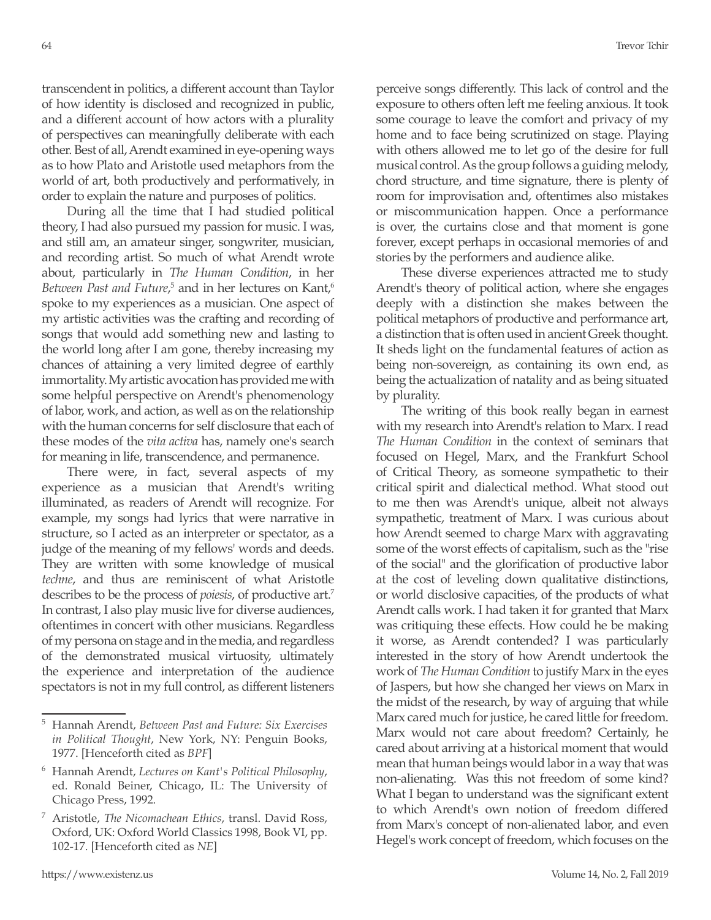transcendent in politics, a different account than Taylor of how identity is disclosed and recognized in public, and a different account of how actors with a plurality of perspectives can meaningfully deliberate with each other. Best of all, Arendt examined in eye-opening ways as to how Plato and Aristotle used metaphors from the world of art, both productively and performatively, in order to explain the nature and purposes of politics.

During all the time that I had studied political theory, I had also pursued my passion for music. I was, and still am, an amateur singer, songwriter, musician, and recording artist. So much of what Arendt wrote about, particularly in *The Human Condition*, in her *Between Past and Future*,[5] and in her lectures on Kant,[6] spoke to my experiences as a musician. One aspect of my artistic activities was the crafting and recording of songs that would add something new and lasting to the world long after I am gone, thereby increasing my chances of attaining a very limited degree of earthly immortality. My artistic avocation has provided me with some helpful perspective on Arendt's phenomenology of labor, work, and action, as well as on the relationship with the human concerns for self disclosure that each of these modes of the *vita activa* has, namely one's search for meaning in life, transcendence, and permanence.

There were, in fact, several aspects of my experience as a musician that Arendt's writing illuminated, as readers of Arendt will recognize. For example, my songs had lyrics that were narrative in structure, so I acted as an interpreter or spectator, as a judge of the meaning of my fellows' words and deeds. They are written with some knowledge of musical *techne*, and thus are reminiscent of what Aristotle describes to be the process of *poiesis*, of productive art.[7] In contrast, I also play music live for diverse audiences, oftentimes in concert with other musicians. Regardless of my persona on stage and in the media, and regardless of the demonstrated musical virtuosity, ultimately the experience and interpretation of the audience spectators is not in my full control, as different listeners perceive songs differently. This lack of control and the exposure to others often left me feeling anxious. It took some courage to leave the comfort and privacy of my home and to face being scrutinized on stage. Playing with others allowed me to let go of the desire for full musical control. As the group follows a guiding melody, chord structure, and time signature, there is plenty of room for improvisation and, oftentimes also mistakes or miscommunication happen. Once a performance is over, the curtains close and that moment is gone forever, except perhaps in occasional memories of and stories by the performers and audience alike.

These diverse experiences attracted me to study Arendt's theory of political action, where she engages deeply with a distinction she makes between the political metaphors of productive and performance art, a distinction that is often used in ancient Greek thought. It sheds light on the fundamental features of action as being non-sovereign, as containing its own end, as being the actualization of natality and as being situated by plurality.

The writing of this book really began in earnest with my research into Arendt's relation to Marx. I read *The Human Condition* in the context of seminars that focused on Hegel, Marx, and the Frankfurt School of Critical Theory, as someone sympathetic to their critical spirit and dialectical method. What stood out to me then was Arendt's unique, albeit not always sympathetic, treatment of Marx. I was curious about how Arendt seemed to charge Marx with aggravating some of the worst effects of capitalism, such as the "rise of the social" and the glorification of productive labor at the cost of leveling down qualitative distinctions, or world disclosive capacities, of the products of what Arendt calls work. I had taken it for granted that Marx was critiquing these effects. How could he be making it worse, as Arendt contended? I was particularly interested in the story of how Arendt undertook the work of *The Human Condition* to justify Marx in the eyes of Jaspers, but how she changed her views on Marx in the midst of the research, by way of arguing that while Marx cared much for justice, he cared little for freedom. Marx would not care about freedom? Certainly, he cared about arriving at a historical moment that would mean that human beings would labor in a way that was non-alienating. Was this not freedom of some kind? What I began to understand was the significant extent to which Arendt's own notion of freedom differed from Marx's concept of non-alienated labor, and even Hegel's work concept of freedom, which focuses on the

---

[5] Hannah Arendt, *Between Past and Future: Six Exercises in Political Thought*, New York, NY: Penguin Books, 1977. [Henceforth cited as *BPF*]

[6] Hannah Arendt, *Lectures on Kant's Political Philosophy*, ed. Ronald Beiner, Chicago, IL: The University of Chicago Press, 1992.

[7] Aristotle, *The Nicomachean Ethics*, transl. David Ross, Oxford, UK: Oxford World Classics 1998, Book VI, pp. 102-17. [Henceforth cited as *NE*]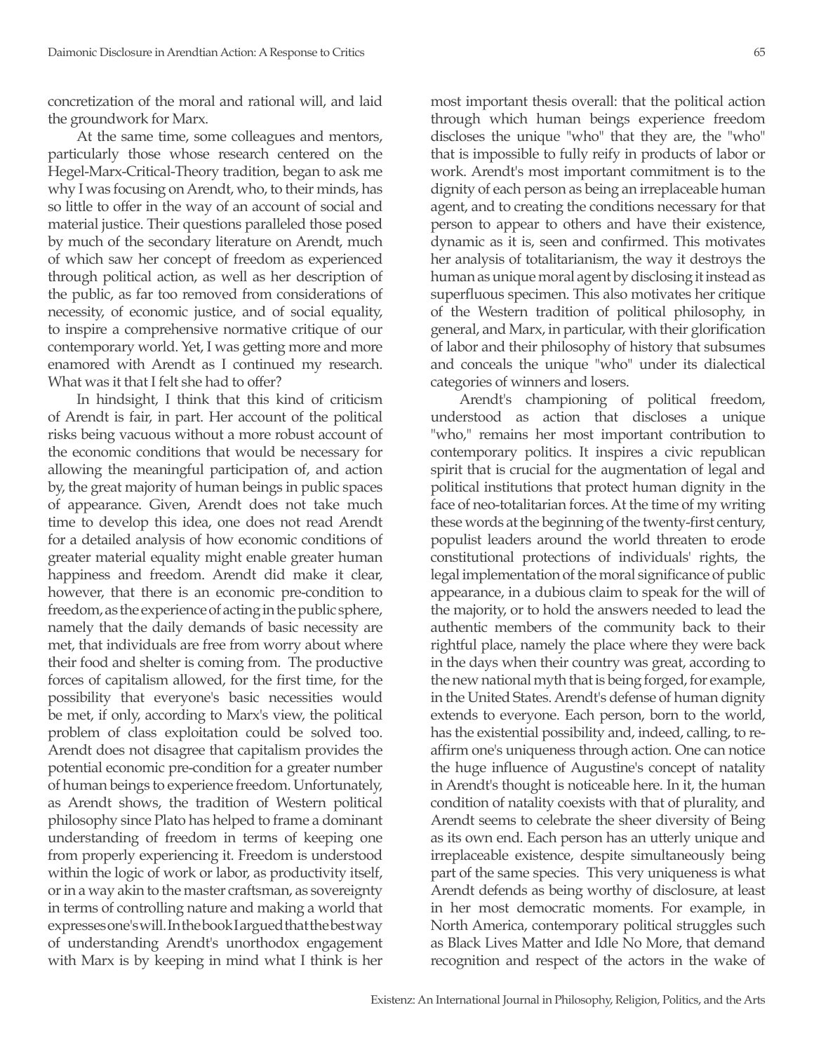concretization of the moral and rational will, and laid the groundwork for Marx.

At the same time, some colleagues and mentors, particularly those whose research centered on the Hegel-Marx-Critical-Theory tradition, began to ask me why I was focusing on Arendt, who, to their minds, has so little to offer in the way of an account of social and material justice. Their questions paralleled those posed by much of the secondary literature on Arendt, much of which saw her concept of freedom as experienced through political action, as well as her description of the public, as far too removed from considerations of necessity, of economic justice, and of social equality, to inspire a comprehensive normative critique of our contemporary world. Yet, I was getting more and more enamored with Arendt as I continued my research. What was it that I felt she had to offer?

In hindsight, I think that this kind of criticism of Arendt is fair, in part. Her account of the political risks being vacuous without a more robust account of the economic conditions that would be necessary for allowing the meaningful participation of, and action by, the great majority of human beings in public spaces of appearance. Given, Arendt does not take much time to develop this idea, one does not read Arendt for a detailed analysis of how economic conditions of greater material equality might enable greater human happiness and freedom. Arendt did make it clear, however, that there is an economic pre-condition to freedom, as the experience of acting in the public sphere, namely that the daily demands of basic necessity are met, that individuals are free from worry about where their food and shelter is coming from. The productive forces of capitalism allowed, for the first time, for the possibility that everyone's basic necessities would be met, if only, according to Marx's view, the political problem of class exploitation could be solved too. Arendt does not disagree that capitalism provides the potential economic pre-condition for a greater number of human beings to experience freedom. Unfortunately, as Arendt shows, the tradition of Western political philosophy since Plato has helped to frame a dominant understanding of freedom in terms of keeping one from properly experiencing it. Freedom is understood within the logic of work or labor, as productivity itself, or in a way akin to the master craftsman, as sovereignty in terms of controlling nature and making a world that expresses one's will. In the book I argued that the best way of understanding Arendt's unorthodox engagement with Marx is by keeping in mind what I think is her most important thesis overall: that the political action through which human beings experience freedom discloses the unique "who" that they are, the "who" that is impossible to fully reify in products of labor or work. Arendt's most important commitment is to the dignity of each person as being an irreplaceable human agent, and to creating the conditions necessary for that person to appear to others and have their existence, dynamic as it is, seen and confirmed. This motivates her analysis of totalitarianism, the way it destroys the human as unique moral agent by disclosing it instead as superfluous specimen. This also motivates her critique of the Western tradition of political philosophy, in general, and Marx, in particular, with their glorification of labor and their philosophy of history that subsumes and conceals the unique "who" under its dialectical categories of winners and losers.

Arendt's championing of political freedom, understood as action that discloses a unique "who," remains her most important contribution to contemporary politics. It inspires a civic republican spirit that is crucial for the augmentation of legal and political institutions that protect human dignity in the face of neo-totalitarian forces. At the time of my writing these words at the beginning of the twenty-first century, populist leaders around the world threaten to erode constitutional protections of individuals' rights, the legal implementation of the moral significance of public appearance, in a dubious claim to speak for the will of the majority, or to hold the answers needed to lead the authentic members of the community back to their rightful place, namely the place where they were back in the days when their country was great, according to the new national myth that is being forged, for example, in the United States. Arendt's defense of human dignity extends to everyone. Each person, born to the world, has the existential possibility and, indeed, calling, to re-affirm one's uniqueness through action. One can notice the huge influence of Augustine's concept of natality in Arendt's thought is noticeable here. In it, the human condition of natality coexists with that of plurality, and Arendt seems to celebrate the sheer diversity of Being as its own end. Each person has an utterly unique and irreplaceable existence, despite simultaneously being part of the same species. This very uniqueness is what Arendt defends as being worthy of disclosure, at least in her most democratic moments. For example, in North America, contemporary political struggles such as Black Lives Matter and Idle No More, that demand recognition and respect of the actors in the wake of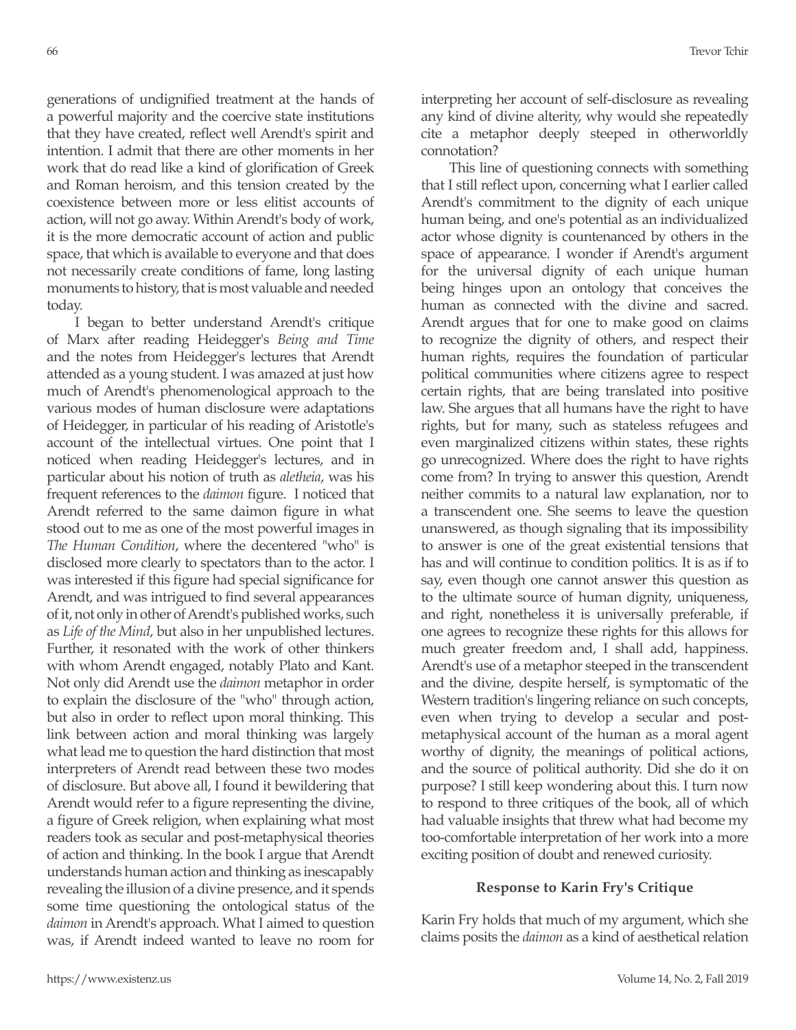generations of undignified treatment at the hands of a powerful majority and the coercive state institutions that they have created, reflect well Arendt's spirit and intention. I admit that there are other moments in her work that do read like a kind of glorification of Greek and Roman heroism, and this tension created by the coexistence between more or less elitist accounts of action, will not go away. Within Arendt's body of work, it is the more democratic account of action and public space, that which is available to everyone and that does not necessarily create conditions of fame, long lasting monuments to history, that is most valuable and needed today.

I began to better understand Arendt's critique of Marx after reading Heidegger's *Being and Time* and the notes from Heidegger's lectures that Arendt attended as a young student. I was amazed at just how much of Arendt's phenomenological approach to the various modes of human disclosure were adaptations of Heidegger, in particular of his reading of Aristotle's account of the intellectual virtues. One point that I noticed when reading Heidegger's lectures, and in particular about his notion of truth as *aletheia*, was his frequent references to the *daimon* figure. I noticed that Arendt referred to the same daimon figure in what stood out to me as one of the most powerful images in *The Human Condition*, where the decentered "who" is disclosed more clearly to spectators than to the actor. I was interested if this figure had special significance for Arendt, and was intrigued to find several appearances of it, not only in other of Arendt's published works, such as *Life of the Mind*, but also in her unpublished lectures. Further, it resonated with the work of other thinkers with whom Arendt engaged, notably Plato and Kant. Not only did Arendt use the *daimon* metaphor in order to explain the disclosure of the "who" through action, but also in order to reflect upon moral thinking. This link between action and moral thinking was largely what lead me to question the hard distinction that most interpreters of Arendt read between these two modes of disclosure. But above all, I found it bewildering that Arendt would refer to a figure representing the divine, a figure of Greek religion, when explaining what most readers took as secular and post-metaphysical theories of action and thinking. In the book I argue that Arendt understands human action and thinking as inescapably revealing the illusion of a divine presence, and it spends some time questioning the ontological status of the *daimon* in Arendt's approach. What I aimed to question was, if Arendt indeed wanted to leave no room for interpreting her account of self-disclosure as revealing any kind of divine alterity, why would she repeatedly cite a metaphor deeply steeped in otherworldly connotation?

This line of questioning connects with something that I still reflect upon, concerning what I earlier called Arendt's commitment to the dignity of each unique human being, and one's potential as an individualized actor whose dignity is countenanced by others in the space of appearance. I wonder if Arendt's argument for the universal dignity of each unique human being hinges upon an ontology that conceives the human as connected with the divine and sacred. Arendt argues that for one to make good on claims to recognize the dignity of others, and respect their human rights, requires the foundation of particular political communities where citizens agree to respect certain rights, that are being translated into positive law. She argues that all humans have the right to have rights, but for many, such as stateless refugees and even marginalized citizens within states, these rights go unrecognized. Where does the right to have rights come from? In trying to answer this question, Arendt neither commits to a natural law explanation, nor to a transcendent one. She seems to leave the question unanswered, as though signaling that its impossibility to answer is one of the great existential tensions that has and will continue to condition politics. It is as if to say, even though one cannot answer this question as to the ultimate source of human dignity, uniqueness, and right, nonetheless it is universally preferable, if one agrees to recognize these rights for this allows for much greater freedom and, I shall add, happiness. Arendt's use of a metaphor steeped in the transcendent and the divine, despite herself, is symptomatic of the Western tradition's lingering reliance on such concepts, even when trying to develop a secular and post-metaphysical account of the human as a moral agent worthy of dignity, the meanings of political actions, and the source of political authority. Did she do it on purpose? I still keep wondering about this. I turn now to respond to three critiques of the book, all of which had valuable insights that threw what had become my too-comfortable interpretation of her work into a more exciting position of doubt and renewed curiosity.

## Response to Karin Fry's Critique

Karin Fry holds that much of my argument, which she claims posits the *daimon* as a kind of aesthetical relation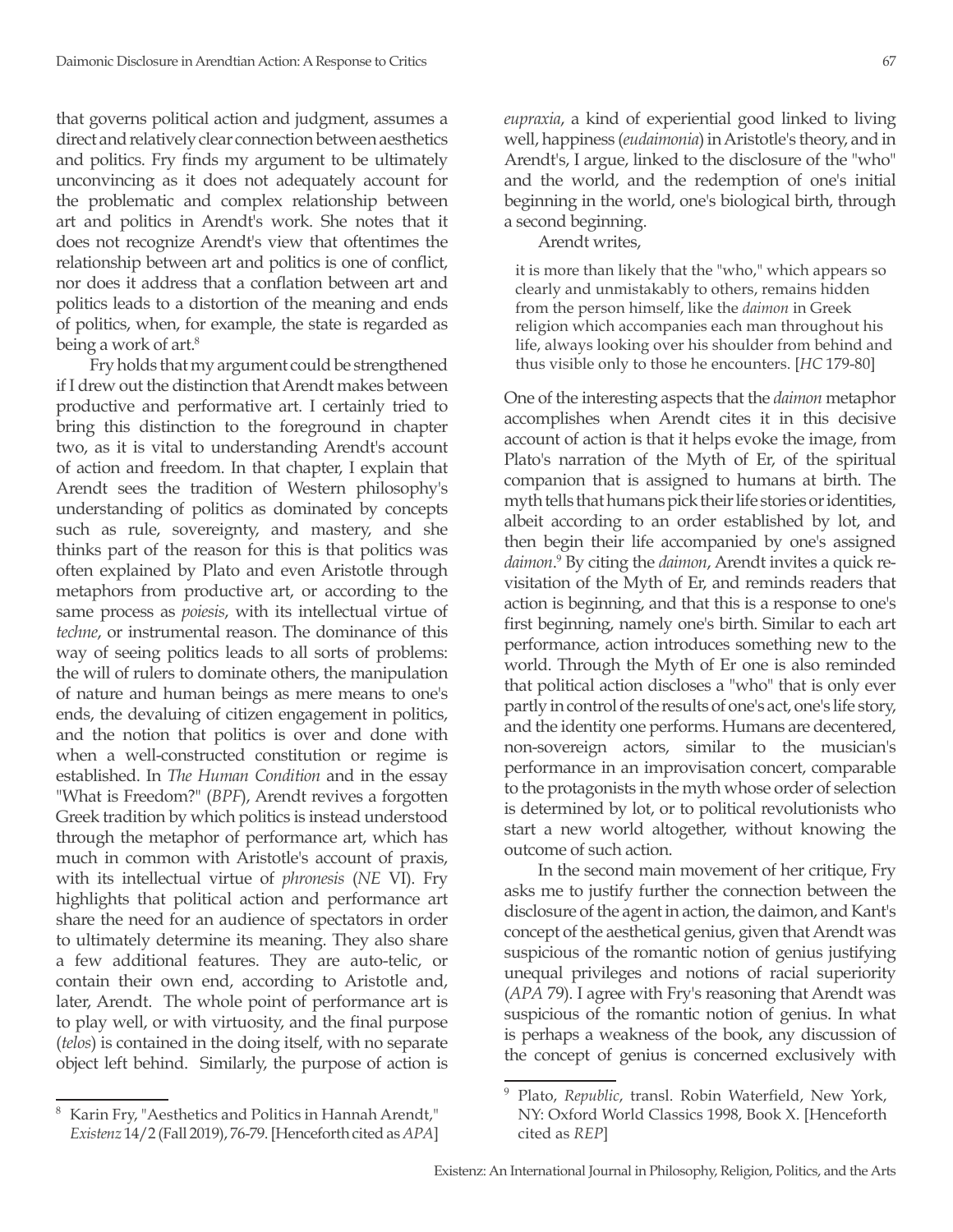that governs political action and judgment, assumes a direct and relatively clear connection between aesthetics and politics. Fry finds my argument to be ultimately unconvincing as it does not adequately account for the problematic and complex relationship between art and politics in Arendt's work. She notes that it does not recognize Arendt's view that oftentimes the relationship between art and politics is one of conflict, nor does it address that a conflation between art and politics leads to a distortion of the meaning and ends of politics, when, for example, the state is regarded as being a work of art.[8]

Fry holds that my argument could be strengthened if I drew out the distinction that Arendt makes between productive and performative art. I certainly tried to bring this distinction to the foreground in chapter two, as it is vital to understanding Arendt's account of action and freedom. In that chapter, I explain that Arendt sees the tradition of Western philosophy's understanding of politics as dominated by concepts such as rule, sovereignty, and mastery, and she thinks part of the reason for this is that politics was often explained by Plato and even Aristotle through metaphors from productive art, or according to the same process as *poiesis*, with its intellectual virtue of *techne*, or instrumental reason. The dominance of this way of seeing politics leads to all sorts of problems: the will of rulers to dominate others, the manipulation of nature and human beings as mere means to one's ends, the devaluing of citizen engagement in politics, and the notion that politics is over and done with when a well-constructed constitution or regime is established. In *The Human Condition* and in the essay "What is Freedom?" (*BPF*), Arendt revives a forgotten Greek tradition by which politics is instead understood through the metaphor of performance art, which has much in common with Aristotle's account of praxis, with its intellectual virtue of *phronesis* (*NE* VI). Fry highlights that political action and performance art share the need for an audience of spectators in order to ultimately determine its meaning. They also share a few additional features. They are auto-telic, or contain their own end, according to Aristotle and, later, Arendt. The whole point of performance art is to play well, or with virtuosity, and the final purpose (*telos*) is contained in the doing itself, with no separate object left behind. Similarly, the purpose of action is *eupraxia*, a kind of experiential good linked to living well, happiness (*eudaimonia*) in Aristotle's theory, and in Arendt's, I argue, linked to the disclosure of the "who" and the world, and the redemption of one's initial beginning in the world, one's biological birth, through a second beginning.

Arendt writes,

> it is more than likely that the "who," which appears so clearly and unmistakably to others, remains hidden from the person himself, like the *daimon* in Greek religion which accompanies each man throughout his life, always looking over his shoulder from behind and thus visible only to those he encounters. [*HC* 179-80]

One of the interesting aspects that the *daimon* metaphor accomplishes when Arendt cites it in this decisive account of action is that it helps evoke the image, from Plato's narration of the Myth of Er, of the spiritual companion that is assigned to humans at birth. The myth tells that humans pick their life stories or identities, albeit according to an order established by lot, and then begin their life accompanied by one's assigned *daimon*.[9] By citing the *daimon*, Arendt invites a quick re-visitation of the Myth of Er, and reminds readers that action is beginning, and that this is a response to one's first beginning, namely one's birth. Similar to each art performance, action introduces something new to the world. Through the Myth of Er one is also reminded that political action discloses a "who" that is only ever partly in control of the results of one's act, one's life story, and the identity one performs. Humans are decentered, non-sovereign actors, similar to the musician's performance in an improvisation concert, comparable to the protagonists in the myth whose order of selection is determined by lot, or to political revolutionists who start a new world altogether, without knowing the outcome of such action.

In the second main movement of her critique, Fry asks me to justify further the connection between the disclosure of the agent in action, the daimon, and Kant's concept of the aesthetical genius, given that Arendt was suspicious of the romantic notion of genius justifying unequal privileges and notions of racial superiority (*APA* 79). I agree with Fry's reasoning that Arendt was suspicious of the romantic notion of genius. In what is perhaps a weakness of the book, any discussion of the concept of genius is concerned exclusively with

---

[8] Karin Fry, "Aesthetics and Politics in Hannah Arendt," *Existenz* 14/2 (Fall 2019), 76-79. [Henceforth cited as *APA*]

[9] Plato, *Republic*, transl. Robin Waterfield, New York, NY: Oxford World Classics 1998, Book X. [Henceforth cited as *REP*]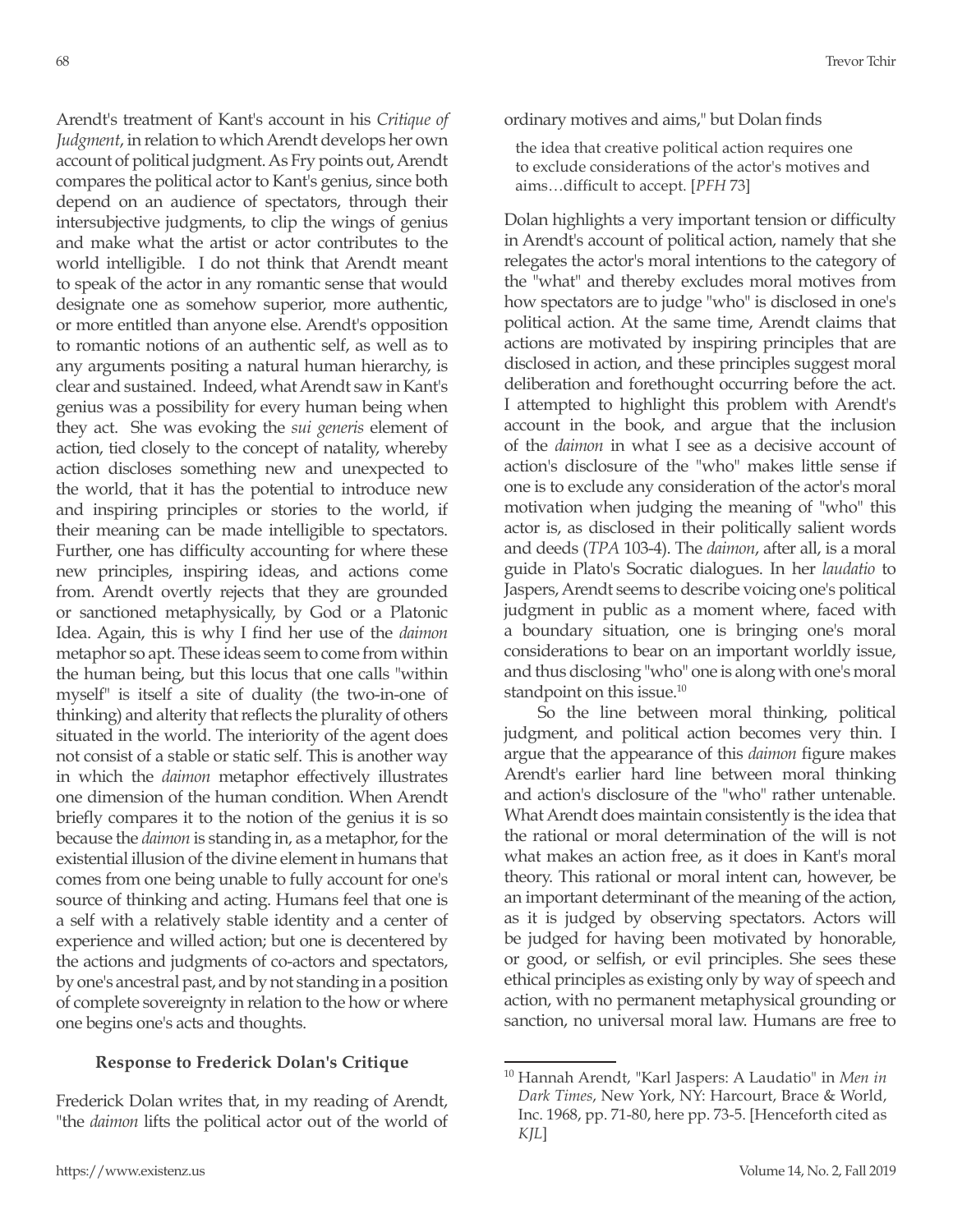Arendt's treatment of Kant's account in his *Critique of Judgment*, in relation to which Arendt develops her own account of political judgment. As Fry points out, Arendt compares the political actor to Kant's genius, since both depend on an audience of spectators, through their intersubjective judgments, to clip the wings of genius and make what the artist or actor contributes to the world intelligible. I do not think that Arendt meant to speak of the actor in any romantic sense that would designate one as somehow superior, more authentic, or more entitled than anyone else. Arendt's opposition to romantic notions of an authentic self, as well as to any arguments positing a natural human hierarchy, is clear and sustained. Indeed, what Arendt saw in Kant's genius was a possibility for every human being when they act. She was evoking the *sui generis* element of action, tied closely to the concept of natality, whereby action discloses something new and unexpected to the world, that it has the potential to introduce new and inspiring principles or stories to the world, if their meaning can be made intelligible to spectators. Further, one has difficulty accounting for where these new principles, inspiring ideas, and actions come from. Arendt overtly rejects that they are grounded or sanctioned metaphysically, by God or a Platonic Idea. Again, this is why I find her use of the *daimon* metaphor so apt. These ideas seem to come from within the human being, but this locus that one calls "within myself" is itself a site of duality (the two-in-one of thinking) and alterity that reflects the plurality of others situated in the world. The interiority of the agent does not consist of a stable or static self. This is another way in which the *daimon* metaphor effectively illustrates one dimension of the human condition. When Arendt briefly compares it to the notion of the genius it is so because the *daimon* is standing in, as a metaphor, for the existential illusion of the divine element in humans that comes from one being unable to fully account for one's source of thinking and acting. Humans feel that one is a self with a relatively stable identity and a center of experience and willed action; but one is decentered by the actions and judgments of co-actors and spectators, by one's ancestral past, and by not standing in a position of complete sovereignty in relation to the how or where one begins one's acts and thoughts.

### Response to Frederick Dolan's Critique

Frederick Dolan writes that, in my reading of Arendt, "the *daimon* lifts the political actor out of the world of ordinary motives and aims," but Dolan finds

> the idea that creative political action requires one to exclude considerations of the actor's motives and aims…difficult to accept. [*PFH* 73]

Dolan highlights a very important tension or difficulty in Arendt's account of political action, namely that she relegates the actor's moral intentions to the category of the "what" and thereby excludes moral motives from how spectators are to judge "who" is disclosed in one's political action. At the same time, Arendt claims that actions are motivated by inspiring principles that are disclosed in action, and these principles suggest moral deliberation and forethought occurring before the act. I attempted to highlight this problem with Arendt's account in the book, and argue that the inclusion of the *daimon* in what I see as a decisive account of action's disclosure of the "who" makes little sense if one is to exclude any consideration of the actor's moral motivation when judging the meaning of "who" this actor is, as disclosed in their politically salient words and deeds (*TPA* 103-4). The *daimon*, after all, is a moral guide in Plato's Socratic dialogues. In her *laudatio* to Jaspers, Arendt seems to describe voicing one's political judgment in public as a moment where, faced with a boundary situation, one is bringing one's moral considerations to bear on an important worldly issue, and thus disclosing "who" one is along with one's moral standpoint on this issue.[10]

So the line between moral thinking, political judgment, and political action becomes very thin. I argue that the appearance of this *daimon* figure makes Arendt's earlier hard line between moral thinking and action's disclosure of the "who" rather untenable. What Arendt does maintain consistently is the idea that the rational or moral determination of the will is not what makes an action free, as it does in Kant's moral theory. This rational or moral intent can, however, be an important determinant of the meaning of the action, as it is judged by observing spectators. Actors will be judged for having been motivated by honorable, or good, or selfish, or evil principles. She sees these ethical principles as existing only by way of speech and action, with no permanent metaphysical grounding or sanction, no universal moral law. Humans are free to

---

[10] Hannah Arendt, "Karl Jaspers: A Laudatio" in *Men in Dark Times*, New York, NY: Harcourt, Brace & World, Inc. 1968, pp. 71-80, here pp. 73-5. [Henceforth cited as *KJL*]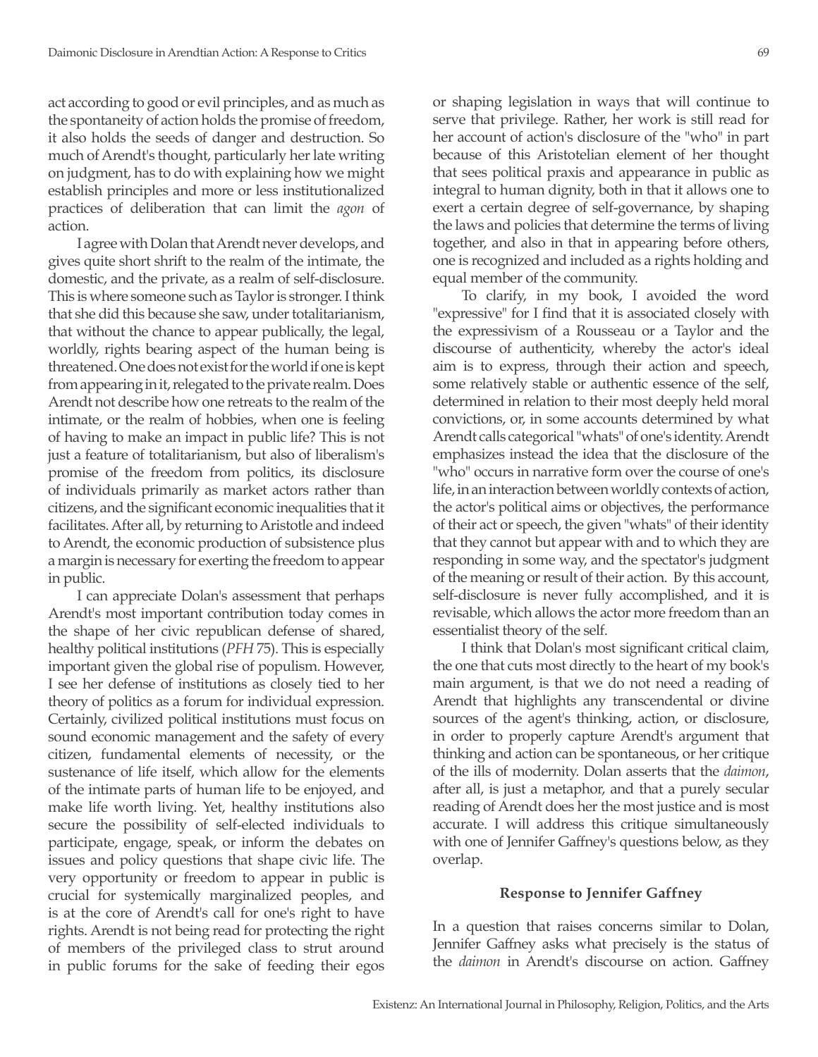act according to good or evil principles, and as much as the spontaneity of action holds the promise of freedom, it also holds the seeds of danger and destruction. So much of Arendt's thought, particularly her late writing on judgment, has to do with explaining how we might establish principles and more or less institutionalized practices of deliberation that can limit the *agon* of action.

I agree with Dolan that Arendt never develops, and gives quite short shrift to the realm of the intimate, the domestic, and the private, as a realm of self-disclosure. This is where someone such as Taylor is stronger. I think that she did this because she saw, under totalitarianism, that without the chance to appear publically, the legal, worldly, rights bearing aspect of the human being is threatened. One does not exist for the world if one is kept from appearing in it, relegated to the private realm. Does Arendt not describe how one retreats to the realm of the intimate, or the realm of hobbies, when one is feeling of having to make an impact in public life? This is not just a feature of totalitarianism, but also of liberalism's promise of the freedom from politics, its disclosure of individuals primarily as market actors rather than citizens, and the significant economic inequalities that it facilitates. After all, by returning to Aristotle and indeed to Arendt, the economic production of subsistence plus a margin is necessary for exerting the freedom to appear in public.

I can appreciate Dolan's assessment that perhaps Arendt's most important contribution today comes in the shape of her civic republican defense of shared, healthy political institutions (*PFH* 75). This is especially important given the global rise of populism. However, I see her defense of institutions as closely tied to her theory of politics as a forum for individual expression. Certainly, civilized political institutions must focus on sound economic management and the safety of every citizen, fundamental elements of necessity, or the sustenance of life itself, which allow for the elements of the intimate parts of human life to be enjoyed, and make life worth living. Yet, healthy institutions also secure the possibility of self-elected individuals to participate, engage, speak, or inform the debates on issues and policy questions that shape civic life. The very opportunity or freedom to appear in public is crucial for systemically marginalized peoples, and is at the core of Arendt's call for one's right to have rights. Arendt is not being read for protecting the right of members of the privileged class to strut around in public forums for the sake of feeding their egos or shaping legislation in ways that will continue to serve that privilege. Rather, her work is still read for her account of action's disclosure of the "who" in part because of this Aristotelian element of her thought that sees political praxis and appearance in public as integral to human dignity, both in that it allows one to exert a certain degree of self-governance, by shaping the laws and policies that determine the terms of living together, and also in that in appearing before others, one is recognized and included as a rights holding and equal member of the community.

To clarify, in my book, I avoided the word "expressive" for I find that it is associated closely with the expressivism of a Rousseau or a Taylor and the discourse of authenticity, whereby the actor's ideal aim is to express, through their action and speech, some relatively stable or authentic essence of the self, determined in relation to their most deeply held moral convictions, or, in some accounts determined by what Arendt calls categorical "whats" of one's identity. Arendt emphasizes instead the idea that the disclosure of the "who" occurs in narrative form over the course of one's life, in an interaction between worldly contexts of action, the actor's political aims or objectives, the performance of their act or speech, the given "whats" of their identity that they cannot but appear with and to which they are responding in some way, and the spectator's judgment of the meaning or result of their action. By this account, self-disclosure is never fully accomplished, and it is revisable, which allows the actor more freedom than an essentialist theory of the self.

I think that Dolan's most significant critical claim, the one that cuts most directly to the heart of my book's main argument, is that we do not need a reading of Arendt that highlights any transcendental or divine sources of the agent's thinking, action, or disclosure, in order to properly capture Arendt's argument that thinking and action can be spontaneous, or her critique of the ills of modernity. Dolan asserts that the *daimon*, after all, is just a metaphor, and that a purely secular reading of Arendt does her the most justice and is most accurate. I will address this critique simultaneously with one of Jennifer Gaffney's questions below, as they overlap.

## Response to Jennifer Gaffney

In a question that raises concerns similar to Dolan, Jennifer Gaffney asks what precisely is the status of the *daimon* in Arendt's discourse on action. Gaffney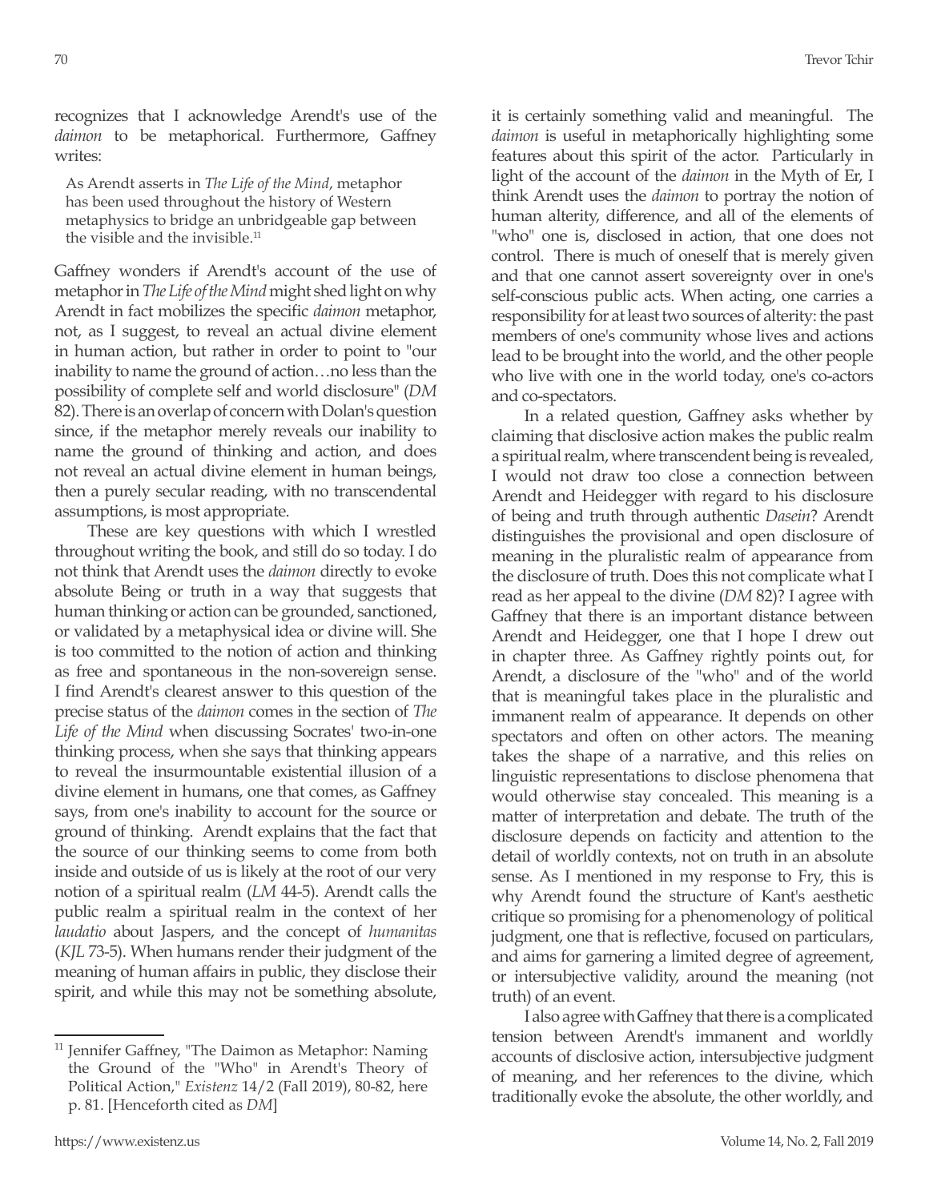recognizes that I acknowledge Arendt's use of the *daimon* to be metaphorical. Furthermore, Gaffney writes:

> As Arendt asserts in *The Life of the Mind*, metaphor has been used throughout the history of Western metaphysics to bridge an unbridgeable gap between the visible and the invisible.[11]

Gaffney wonders if Arendt's account of the use of metaphor in *The Life of the Mind* might shed light on why Arendt in fact mobilizes the specific *daimon* metaphor, not, as I suggest, to reveal an actual divine element in human action, but rather in order to point to "our inability to name the ground of action…no less than the possibility of complete self and world disclosure" (*DM* 82). There is an overlap of concern with Dolan's question since, if the metaphor merely reveals our inability to name the ground of thinking and action, and does not reveal an actual divine element in human beings, then a purely secular reading, with no transcendental assumptions, is most appropriate.

These are key questions with which I wrestled throughout writing the book, and still do so today. I do not think that Arendt uses the *daimon* directly to evoke absolute Being or truth in a way that suggests that human thinking or action can be grounded, sanctioned, or validated by a metaphysical idea or divine will. She is too committed to the notion of action and thinking as free and spontaneous in the non-sovereign sense. I find Arendt's clearest answer to this question of the precise status of the *daimon* comes in the section of *The Life of the Mind* when discussing Socrates' two-in-one thinking process, when she says that thinking appears to reveal the insurmountable existential illusion of a divine element in humans, one that comes, as Gaffney says, from one's inability to account for the source or ground of thinking. Arendt explains that the fact that the source of our thinking seems to come from both inside and outside of us is likely at the root of our very notion of a spiritual realm (*LM* 44-5). Arendt calls the public realm a spiritual realm in the context of her *laudatio* about Jaspers, and the concept of *humanitas* (*KJL* 73-5). When humans render their judgment of the meaning of human affairs in public, they disclose their spirit, and while this may not be something absolute, it is certainly something valid and meaningful. The *daimon* is useful in metaphorically highlighting some features about this spirit of the actor. Particularly in light of the account of the *daimon* in the Myth of Er, I think Arendt uses the *daimon* to portray the notion of human alterity, difference, and all of the elements of "who" one is, disclosed in action, that one does not control. There is much of oneself that is merely given and that one cannot assert sovereignty over in one's self-conscious public acts. When acting, one carries a responsibility for at least two sources of alterity: the past members of one's community whose lives and actions lead to be brought into the world, and the other people who live with one in the world today, one's co-actors and co-spectators.

In a related question, Gaffney asks whether by claiming that disclosive action makes the public realm a spiritual realm, where transcendent being is revealed, I would not draw too close a connection between Arendt and Heidegger with regard to his disclosure of being and truth through authentic *Dasein*? Arendt distinguishes the provisional and open disclosure of meaning in the pluralistic realm of appearance from the disclosure of truth. Does this not complicate what I read as her appeal to the divine (*DM* 82)? I agree with Gaffney that there is an important distance between Arendt and Heidegger, one that I hope I drew out in chapter three. As Gaffney rightly points out, for Arendt, a disclosure of the "who" and of the world that is meaningful takes place in the pluralistic and immanent realm of appearance. It depends on other spectators and often on other actors. The meaning takes the shape of a narrative, and this relies on linguistic representations to disclose phenomena that would otherwise stay concealed. This meaning is a matter of interpretation and debate. The truth of the disclosure depends on facticity and attention to the detail of worldly contexts, not on truth in an absolute sense. As I mentioned in my response to Fry, this is why Arendt found the structure of Kant's aesthetic critique so promising for a phenomenology of political judgment, one that is reflective, focused on particulars, and aims for garnering a limited degree of agreement, or intersubjective validity, around the meaning (not truth) of an event.

I also agree with Gaffney that there is a complicated tension between Arendt's immanent and worldly accounts of disclosive action, intersubjective judgment of meaning, and her references to the divine, which traditionally evoke the absolute, the other worldly, and

---

[11] Jennifer Gaffney, "The Daimon as Metaphor: Naming the Ground of the "Who" in Arendt's Theory of Political Action," *Existenz* 14/2 (Fall 2019), 80-82, here p. 81. [Henceforth cited as *DM*]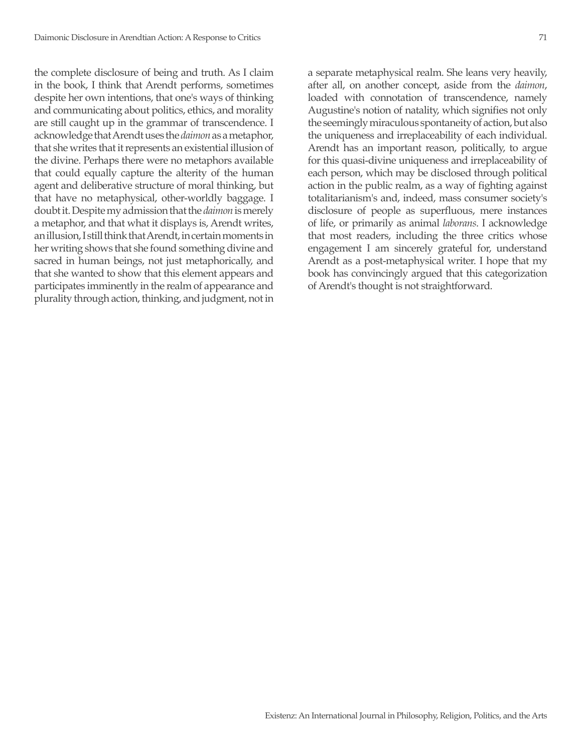the complete disclosure of being and truth. As I claim in the book, I think that Arendt performs, sometimes despite her own intentions, that one's ways of thinking and communicating about politics, ethics, and morality are still caught up in the grammar of transcendence. I acknowledge that Arendt uses the *daimon* as a metaphor, that she writes that it represents an existential illusion of the divine. Perhaps there were no metaphors available that could equally capture the alterity of the human agent and deliberative structure of moral thinking, but that have no metaphysical, other-worldly baggage. I doubt it. Despite my admission that the *daimon* is merely a metaphor, and that what it displays is, Arendt writes, an illusion, I still think that Arendt, in certain moments in her writing shows that she found something divine and sacred in human beings, not just metaphorically, and that she wanted to show that this element appears and participates imminently in the realm of appearance and plurality through action, thinking, and judgment, not in a separate metaphysical realm. She leans very heavily, after all, on another concept, aside from the *daimon*, loaded with connotation of transcendence, namely Augustine's notion of natality, which signifies not only the seemingly miraculous spontaneity of action, but also the uniqueness and irreplaceability of each individual. Arendt has an important reason, politically, to argue for this quasi-divine uniqueness and irreplaceability of each person, which may be disclosed through political action in the public realm, as a way of fighting against totalitarianism's and, indeed, mass consumer society's disclosure of people as superfluous, mere instances of life, or primarily as animal *laborans*. I acknowledge that most readers, including the three critics whose engagement I am sincerely grateful for, understand Arendt as a post-metaphysical writer. I hope that my book has convincingly argued that this categorization of Arendt's thought is not straightforward.